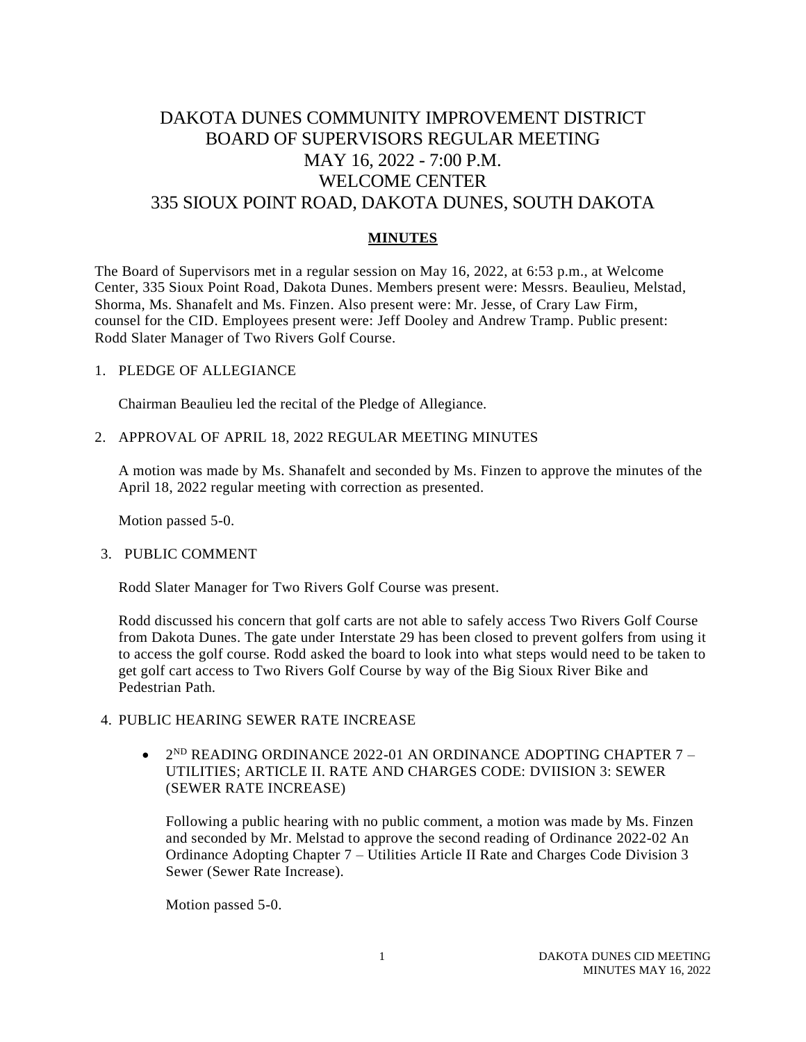# DAKOTA DUNES COMMUNITY IMPROVEMENT DISTRICT
# BOARD OF SUPERVISORS REGULAR MEETING
# MAY 16, 2022 - 7:00 P.M.
# WELCOME CENTER
# 335 SIOUX POINT ROAD, DAKOTA DUNES, SOUTH DAKOTA

**MINUTES**

The Board of Supervisors met in a regular session on May 16, 2022, at 6:53 p.m., at Welcome Center, 335 Sioux Point Road, Dakota Dunes. Members present were: Messrs. Beaulieu, Melstad, Shorma, Ms. Shanafelt and Ms. Finzen. Also present were: Mr. Jesse, of Crary Law Firm, counsel for the CID. Employees present were: Jeff Dooley and Andrew Tramp. Public present: Rodd Slater Manager of Two Rivers Golf Course.

1. PLEDGE OF ALLEGIANCE

   Chairman Beaulieu led the recital of the Pledge of Allegiance.

2. APPROVAL OF APRIL 18, 2022 REGULAR MEETING MINUTES

   A motion was made by Ms. Shanafelt and seconded by Ms. Finzen to approve the minutes of the April 18, 2022 regular meeting with correction as presented.

   Motion passed 5-0.

3. PUBLIC COMMENT

   Rodd Slater Manager for Two Rivers Golf Course was present.

   Rodd discussed his concern that golf carts are not able to safely access Two Rivers Golf Course from Dakota Dunes. The gate under Interstate 29 has been closed to prevent golfers from using it to access the golf course. Rodd asked the board to look into what steps would need to be taken to get golf cart access to Two Rivers Golf Course by way of the Big Sioux River Bike and Pedestrian Path.

4. PUBLIC HEARING SEWER RATE INCREASE

   - 2ND READING ORDINANCE 2022-01 AN ORDINANCE ADOPTING CHAPTER 7 – UTILITIES; ARTICLE II. RATE AND CHARGES CODE: DVIISION 3: SEWER (SEWER RATE INCREASE)

     Following a public hearing with no public comment, a motion was made by Ms. Finzen and seconded by Mr. Melstad to approve the second reading of Ordinance 2022-02 An Ordinance Adopting Chapter 7 – Utilities Article II Rate and Charges Code Division 3 Sewer (Sewer Rate Increase).

     Motion passed 5-0.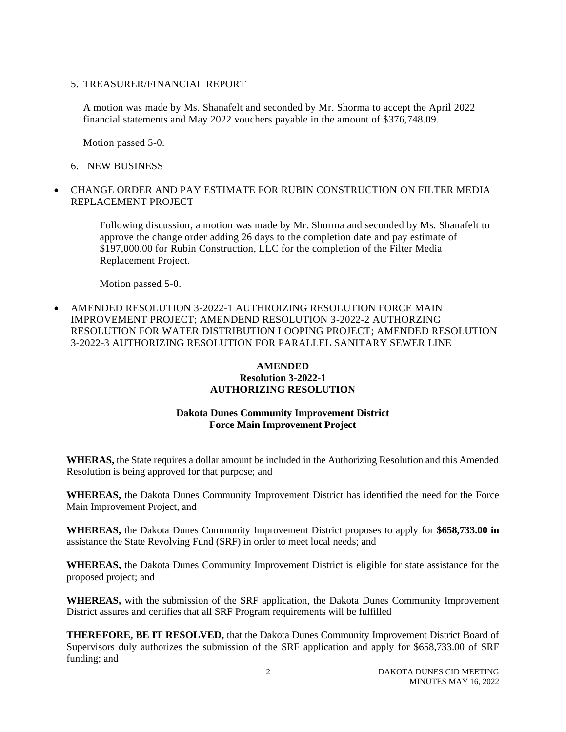5. TREASURER/FINANCIAL REPORT

A motion was made by Ms. Shanafelt and seconded by Mr. Shorma to accept the April 2022 financial statements and May 2022 vouchers payable in the amount of $376,748.09.

Motion passed 5-0.

6. NEW BUSINESS

- CHANGE ORDER AND PAY ESTIMATE FOR RUBIN CONSTRUCTION ON FILTER MEDIA REPLACEMENT PROJECT

Following discussion, a motion was made by Mr. Shorma and seconded by Ms. Shanafelt to approve the change order adding 26 days to the completion date and pay estimate of $197,000.00 for Rubin Construction, LLC for the completion of the Filter Media Replacement Project.

Motion passed 5-0.

- AMENDED RESOLUTION 3-2022-1 AUTHROIZING RESOLUTION FORCE MAIN IMPROVEMENT PROJECT; AMENDEND RESOLUTION 3-2022-2 AUTHORZING RESOLUTION FOR WATER DISTRIBUTION LOOPING PROJECT; AMENDED RESOLUTION 3-2022-3 AUTHORIZING RESOLUTION FOR PARALLEL SANITARY SEWER LINE

**AMENDED**
**Resolution 3-2022-1**
**AUTHORIZING RESOLUTION**

**Dakota Dunes Community Improvement District**
**Force Main Improvement Project**

**WHERAS,** the State requires a dollar amount be included in the Authorizing Resolution and this Amended Resolution is being approved for that purpose; and

**WHEREAS,** the Dakota Dunes Community Improvement District has identified the need for the Force Main Improvement Project, and

**WHEREAS,** the Dakota Dunes Community Improvement District proposes to apply for **$658,733.00 in** assistance the State Revolving Fund (SRF) in order to meet local needs; and

**WHEREAS,** the Dakota Dunes Community Improvement District is eligible for state assistance for the proposed project; and

**WHEREAS,** with the submission of the SRF application, the Dakota Dunes Community Improvement District assures and certifies that all SRF Program requirements will be fulfilled

**THEREFORE, BE IT RESOLVED,** that the Dakota Dunes Community Improvement District Board of Supervisors duly authorizes the submission of the SRF application and apply for $658,733.00 of SRF funding; and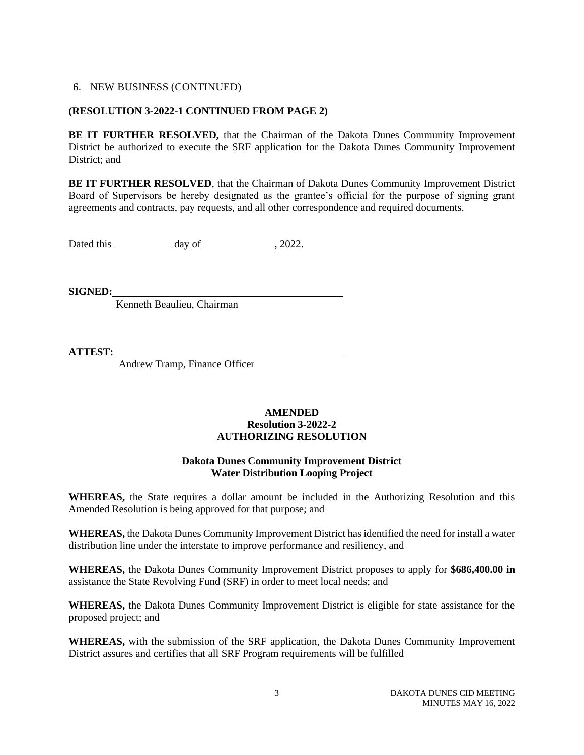6. NEW BUSINESS (CONTINUED)

**(RESOLUTION 3-2022-1 CONTINUED FROM PAGE 2)**

**BE IT FURTHER RESOLVED,** that the Chairman of the Dakota Dunes Community Improvement District be authorized to execute the SRF application for the Dakota Dunes Community Improvement District; and

**BE IT FURTHER RESOLVED**, that the Chairman of Dakota Dunes Community Improvement District Board of Supervisors be hereby designated as the grantee's official for the purpose of signing grant agreements and contracts, pay requests, and all other correspondence and required documents.

Dated this \_\_\_\_\_\_\_\_\_\_\_ day of \_\_\_\_\_\_\_\_\_\_\_\_\_, 2022.

**SIGNED:**\_\_\_\_\_\_\_\_\_\_\_\_\_\_\_\_\_\_\_\_\_\_\_\_\_\_\_\_\_\_\_\_\_\_\_\_\_\_\_\_\_\_\_\_
Kenneth Beaulieu, Chairman

**ATTEST:**\_\_\_\_\_\_\_\_\_\_\_\_\_\_\_\_\_\_\_\_\_\_\_\_\_\_\_\_\_\_\_\_\_\_\_\_\_\_\_\_\_\_\_\_
Andrew Tramp, Finance Officer

**AMENDED**
**Resolution 3-2022-2**
**AUTHORIZING RESOLUTION**

**Dakota Dunes Community Improvement District**
**Water Distribution Looping Project**

**WHEREAS,** the State requires a dollar amount be included in the Authorizing Resolution and this Amended Resolution is being approved for that purpose; and

**WHEREAS,** the Dakota Dunes Community Improvement District has identified the need for install a water distribution line under the interstate to improve performance and resiliency, and

**WHEREAS,** the Dakota Dunes Community Improvement District proposes to apply for **$686,400.00 in** assistance the State Revolving Fund (SRF) in order to meet local needs; and

**WHEREAS,** the Dakota Dunes Community Improvement District is eligible for state assistance for the proposed project; and

**WHEREAS,** with the submission of the SRF application, the Dakota Dunes Community Improvement District assures and certifies that all SRF Program requirements will be fulfilled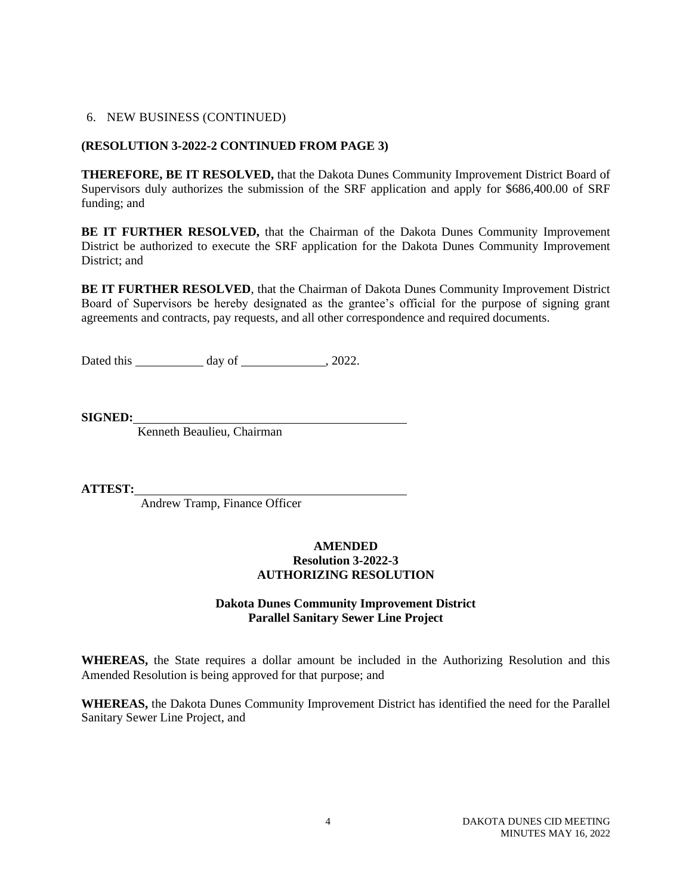6. NEW BUSINESS (CONTINUED)

**(RESOLUTION 3-2022-2 CONTINUED FROM PAGE 3)**

**THEREFORE, BE IT RESOLVED,** that the Dakota Dunes Community Improvement District Board of Supervisors duly authorizes the submission of the SRF application and apply for $686,400.00 of SRF funding; and

**BE IT FURTHER RESOLVED,** that the Chairman of the Dakota Dunes Community Improvement District be authorized to execute the SRF application for the Dakota Dunes Community Improvement District; and

**BE IT FURTHER RESOLVED**, that the Chairman of Dakota Dunes Community Improvement District Board of Supervisors be hereby designated as the grantee's official for the purpose of signing grant agreements and contracts, pay requests, and all other correspondence and required documents.

Dated this \_\_\_\_\_\_\_\_\_\_\_ day of \_\_\_\_\_\_\_\_\_\_\_\_\_, 2022.

**SIGNED:**\_\_\_\_\_\_\_\_\_\_\_\_\_\_\_\_\_\_\_\_\_\_\_\_\_\_\_\_\_\_\_\_\_\_\_\_\_\_\_\_\_\_\_
Kenneth Beaulieu, Chairman

**ATTEST:**\_\_\_\_\_\_\_\_\_\_\_\_\_\_\_\_\_\_\_\_\_\_\_\_\_\_\_\_\_\_\_\_\_\_\_\_\_\_\_\_\_\_\_
Andrew Tramp, Finance Officer

**AMENDED**
**Resolution 3-2022-3**
**AUTHORIZING RESOLUTION**

**Dakota Dunes Community Improvement District**
**Parallel Sanitary Sewer Line Project**

**WHEREAS,** the State requires a dollar amount be included in the Authorizing Resolution and this Amended Resolution is being approved for that purpose; and

**WHEREAS,** the Dakota Dunes Community Improvement District has identified the need for the Parallel Sanitary Sewer Line Project, and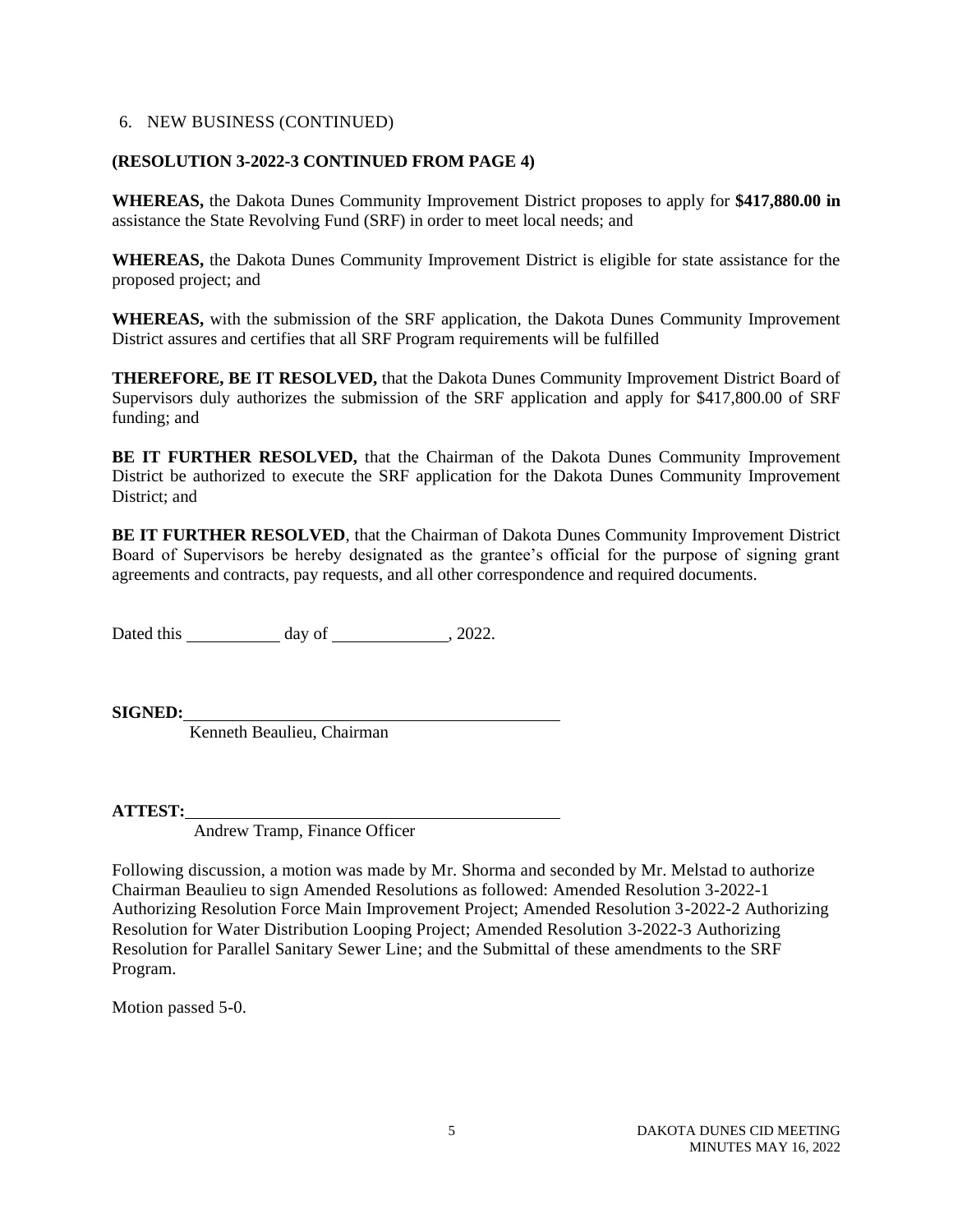6. NEW BUSINESS (CONTINUED)

**(RESOLUTION 3-2022-3 CONTINUED FROM PAGE 4)**

**WHEREAS,** the Dakota Dunes Community Improvement District proposes to apply for **$417,880.00 in** assistance the State Revolving Fund (SRF) in order to meet local needs; and

**WHEREAS,** the Dakota Dunes Community Improvement District is eligible for state assistance for the proposed project; and

**WHEREAS,** with the submission of the SRF application, the Dakota Dunes Community Improvement District assures and certifies that all SRF Program requirements will be fulfilled

**THEREFORE, BE IT RESOLVED,** that the Dakota Dunes Community Improvement District Board of Supervisors duly authorizes the submission of the SRF application and apply for $417,800.00 of SRF funding; and

**BE IT FURTHER RESOLVED,** that the Chairman of the Dakota Dunes Community Improvement District be authorized to execute the SRF application for the Dakota Dunes Community Improvement District; and

**BE IT FURTHER RESOLVED**, that the Chairman of Dakota Dunes Community Improvement District Board of Supervisors be hereby designated as the grantee's official for the purpose of signing grant agreements and contracts, pay requests, and all other correspondence and required documents.

Dated this ___________ day of _____________, 2022.

**SIGNED:**\_\_\_\_\_\_\_\_\_\_\_\_\_\_\_\_\_\_\_\_\_\_\_\_\_\_\_\_\_\_\_\_\_\_\_\_\_\_\_\_\_\_\_\_

Kenneth Beaulieu, Chairman

**ATTEST:**\_\_\_\_\_\_\_\_\_\_\_\_\_\_\_\_\_\_\_\_\_\_\_\_\_\_\_\_\_\_\_\_\_\_\_\_\_\_\_\_\_\_\_\_

Andrew Tramp, Finance Officer

Following discussion, a motion was made by Mr. Shorma and seconded by Mr. Melstad to authorize Chairman Beaulieu to sign Amended Resolutions as followed: Amended Resolution 3-2022-1 Authorizing Resolution Force Main Improvement Project; Amended Resolution 3-2022-2 Authorizing Resolution for Water Distribution Looping Project; Amended Resolution 3-2022-3 Authorizing Resolution for Parallel Sanitary Sewer Line; and the Submittal of these amendments to the SRF Program.

Motion passed 5-0.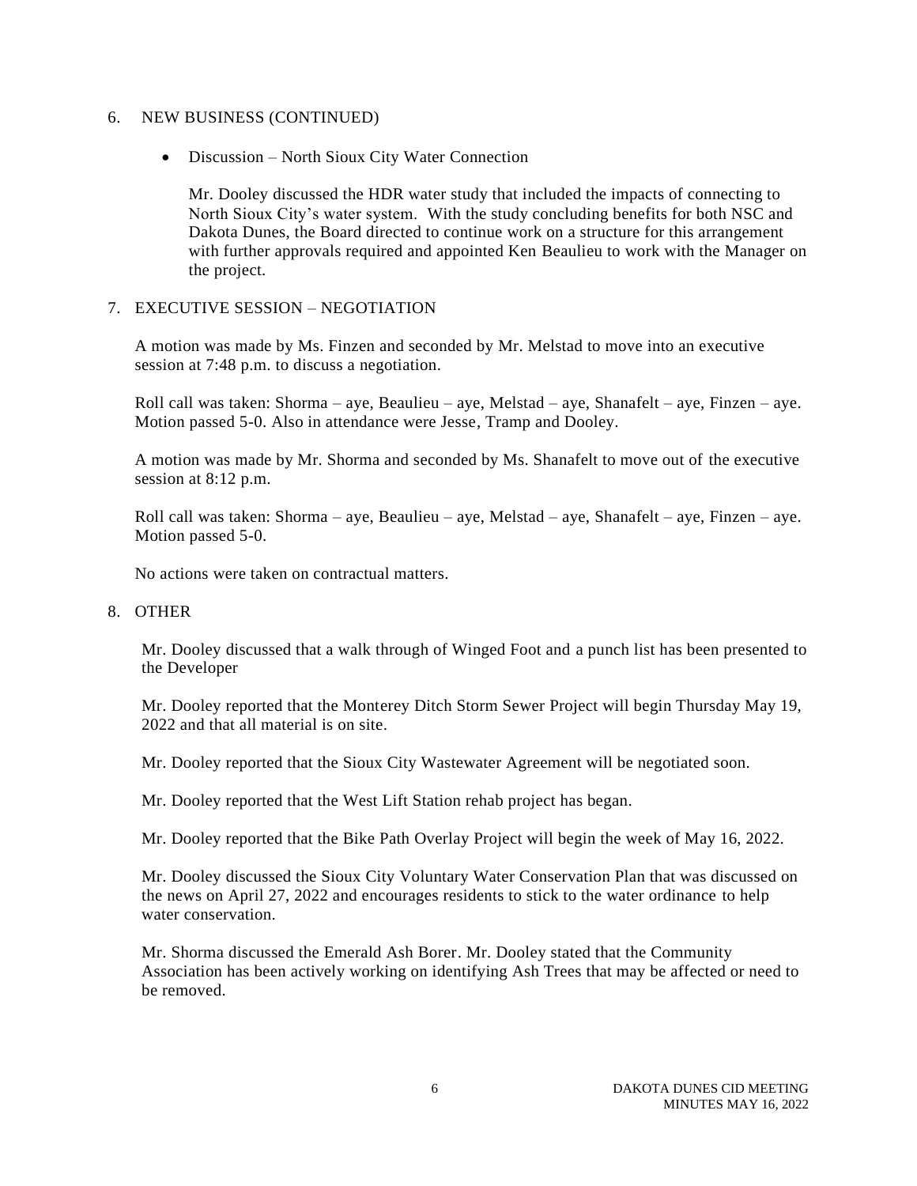6. NEW BUSINESS (CONTINUED)

- Discussion – North Sioux City Water Connection

  Mr. Dooley discussed the HDR water study that included the impacts of connecting to North Sioux City's water system. With the study concluding benefits for both NSC and Dakota Dunes, the Board directed to continue work on a structure for this arrangement with further approvals required and appointed Ken Beaulieu to work with the Manager on the project.

7. EXECUTIVE SESSION – NEGOTIATION

A motion was made by Ms. Finzen and seconded by Mr. Melstad to move into an executive session at 7:48 p.m. to discuss a negotiation.

Roll call was taken: Shorma – aye, Beaulieu – aye, Melstad – aye, Shanafelt – aye, Finzen – aye. Motion passed 5-0. Also in attendance were Jesse, Tramp and Dooley.

A motion was made by Mr. Shorma and seconded by Ms. Shanafelt to move out of the executive session at 8:12 p.m.

Roll call was taken: Shorma – aye, Beaulieu – aye, Melstad – aye, Shanafelt – aye, Finzen – aye. Motion passed 5-0.

No actions were taken on contractual matters.

8. OTHER

Mr. Dooley discussed that a walk through of Winged Foot and a punch list has been presented to the Developer

Mr. Dooley reported that the Monterey Ditch Storm Sewer Project will begin Thursday May 19, 2022 and that all material is on site.

Mr. Dooley reported that the Sioux City Wastewater Agreement will be negotiated soon.

Mr. Dooley reported that the West Lift Station rehab project has began.

Mr. Dooley reported that the Bike Path Overlay Project will begin the week of May 16, 2022.

Mr. Dooley discussed the Sioux City Voluntary Water Conservation Plan that was discussed on the news on April 27, 2022 and encourages residents to stick to the water ordinance to help water conservation.

Mr. Shorma discussed the Emerald Ash Borer. Mr. Dooley stated that the Community Association has been actively working on identifying Ash Trees that may be affected or need to be removed.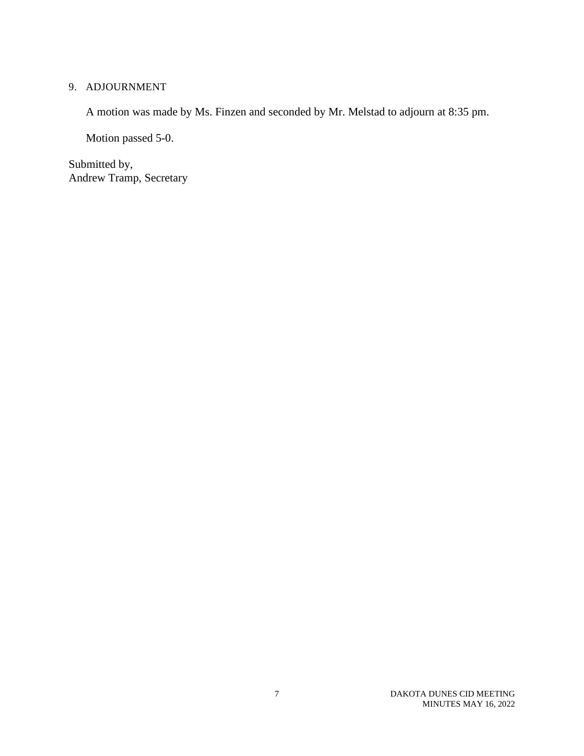9. ADJOURNMENT

   A motion was made by Ms. Finzen and seconded by Mr. Melstad to adjourn at 8:35 pm.

   Motion passed 5-0.

Submitted by,
Andrew Tramp, Secretary